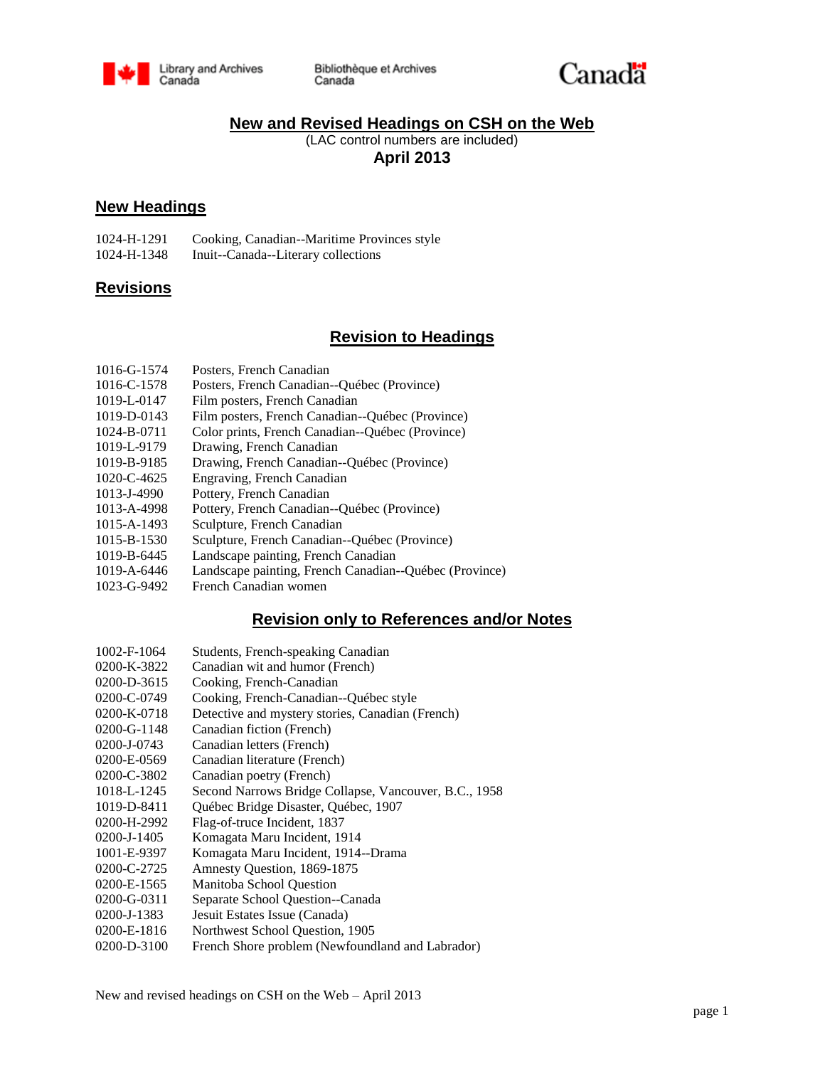Library and Archives Canada | Bibliothèque et Archives Canada | Canada

# New and Revised Headings on CSH on the Web

(LAC control numbers are included)

**April 2013**

## New Headings

1024-H-1291 Cooking, Canadian--Maritime Provinces style
1024-H-1348 Inuit--Canada--Literary collections

## Revisions

### Revision to Headings

1016-G-1574 Posters, French Canadian
1016-C-1578 Posters, French Canadian--Québec (Province)
1019-L-0147 Film posters, French Canadian
1019-D-0143 Film posters, French Canadian--Québec (Province)
1024-B-0711 Color prints, French Canadian--Québec (Province)
1019-L-9179 Drawing, French Canadian
1019-B-9185 Drawing, French Canadian--Québec (Province)
1020-C-4625 Engraving, French Canadian
1013-J-4990 Pottery, French Canadian
1013-A-4998 Pottery, French Canadian--Québec (Province)
1015-A-1493 Sculpture, French Canadian
1015-B-1530 Sculpture, French Canadian--Québec (Province)
1019-B-6445 Landscape painting, French Canadian
1019-A-6446 Landscape painting, French Canadian--Québec (Province)
1023-G-9492 French Canadian women

### Revision only to References and/or Notes

1002-F-1064 Students, French-speaking Canadian
0200-K-3822 Canadian wit and humor (French)
0200-D-3615 Cooking, French-Canadian
0200-C-0749 Cooking, French-Canadian--Québec style
0200-K-0718 Detective and mystery stories, Canadian (French)
0200-G-1148 Canadian fiction (French)
0200-J-0743 Canadian letters (French)
0200-E-0569 Canadian literature (French)
0200-C-3802 Canadian poetry (French)
1018-L-1245 Second Narrows Bridge Collapse, Vancouver, B.C., 1958
1019-D-8411 Québec Bridge Disaster, Québec, 1907
0200-H-2992 Flag-of-truce Incident, 1837
0200-J-1405 Komagata Maru Incident, 1914
1001-E-9397 Komagata Maru Incident, 1914--Drama
0200-C-2725 Amnesty Question, 1869-1875
0200-E-1565 Manitoba School Question
0200-G-0311 Separate School Question--Canada
0200-J-1383 Jesuit Estates Issue (Canada)
0200-E-1816 Northwest School Question, 1905
0200-D-3100 French Shore problem (Newfoundland and Labrador)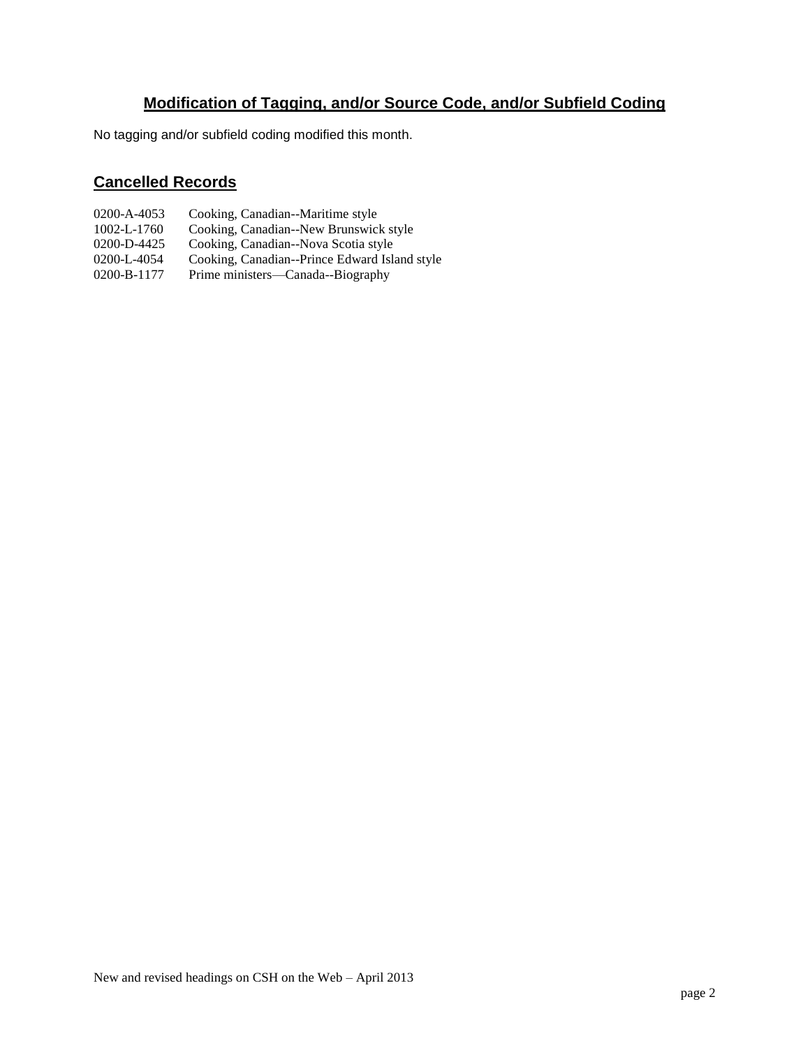## Modification of Tagging, and/or Source Code, and/or Subfield Coding

No tagging and/or subfield coding modified this month.

## Cancelled Records

| | |
|---|---|
| 0200-A-4053 | Cooking, Canadian--Maritime style |
| 1002-L-1760 | Cooking, Canadian--New Brunswick style |
| 0200-D-4425 | Cooking, Canadian--Nova Scotia style |
| 0200-L-4054 | Cooking, Canadian--Prince Edward Island style |
| 0200-B-1177 | Prime ministers—Canada--Biography |